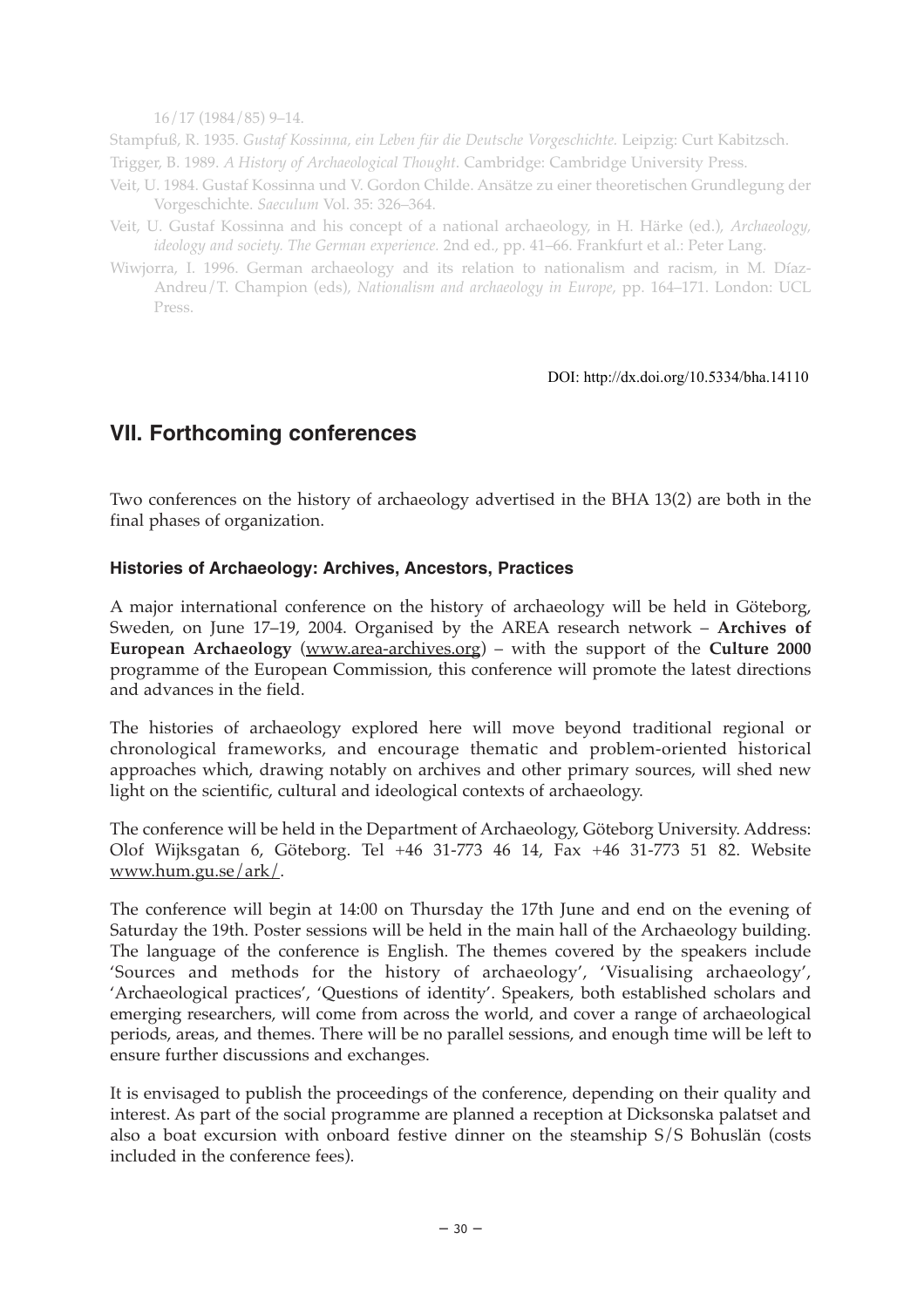16/17 (1984/85) 9–14.

Stampfuß, R. 1935. *Gustaf Kossinna, ein Leben für die Deutsche Vorgeschichte.* Leipzig: Curt Kabitzsch.

Trigger, B. 1989. *A History of Archaeological Thought.* Cambridge: Cambridge University Press.

Veit, U. 1984. Gustaf Kossinna und V. Gordon Childe. Ansätze zu einer theoretischen Grundlegung der Vorgeschichte. *Saeculum* Vol. 35: 326–364.

Veit, U. Gustaf Kossinna and his concept of a national archaeology, in H. Härke (ed.), *Archaeology, ideology and society. The German experience.* 2nd ed., pp. 41–66. Frankfurt et al.: Peter Lang.

Wiwjorra, I. 1996. German archaeology and its relation to nationalism and racism, in M. Díaz-Andreu/T. Champion (eds), *Nationalism and archaeology in Europe*, pp. 164–171. London: UCL Press.

DOI: http://dx.doi.org/10.5334/bha.14110

## VII. Forthcoming conferences

Two conferences on the history of archaeology advertised in the BHA 13(2) are both in the final phases of organization.

### Histories of Archaeology: Archives, Ancestors, Practices

A major international conference on the history of archaeology will be held in Göteborg, Sweden, on June 17–19, 2004. Organised by the AREA research network – **Archives of European Archaeology** (www.area-archives.org) – with the support of the **Culture 2000** programme of the European Commission, this conference will promote the latest directions and advances in the field.

The histories of archaeology explored here will move beyond traditional regional or chronological frameworks, and encourage thematic and problem-oriented historical approaches which, drawing notably on archives and other primary sources, will shed new light on the scientific, cultural and ideological contexts of archaeology.

The conference will be held in the Department of Archaeology, Göteborg University. Address: Olof Wijksgatan 6, Göteborg. Tel +46 31-773 46 14, Fax +46 31-773 51 82. Website www.hum.gu.se/ark/.

The conference will begin at 14:00 on Thursday the 17th June and end on the evening of Saturday the 19th. Poster sessions will be held in the main hall of the Archaeology building. The language of the conference is English. The themes covered by the speakers include 'Sources and methods for the history of archaeology', 'Visualising archaeology', 'Archaeological practices', 'Questions of identity'. Speakers, both established scholars and emerging researchers, will come from across the world, and cover a range of archaeological periods, areas, and themes. There will be no parallel sessions, and enough time will be left to ensure further discussions and exchanges.

It is envisaged to publish the proceedings of the conference, depending on their quality and interest. As part of the social programme are planned a reception at Dicksonska palatset and also a boat excursion with onboard festive dinner on the steamship S/S Bohuslän (costs included in the conference fees).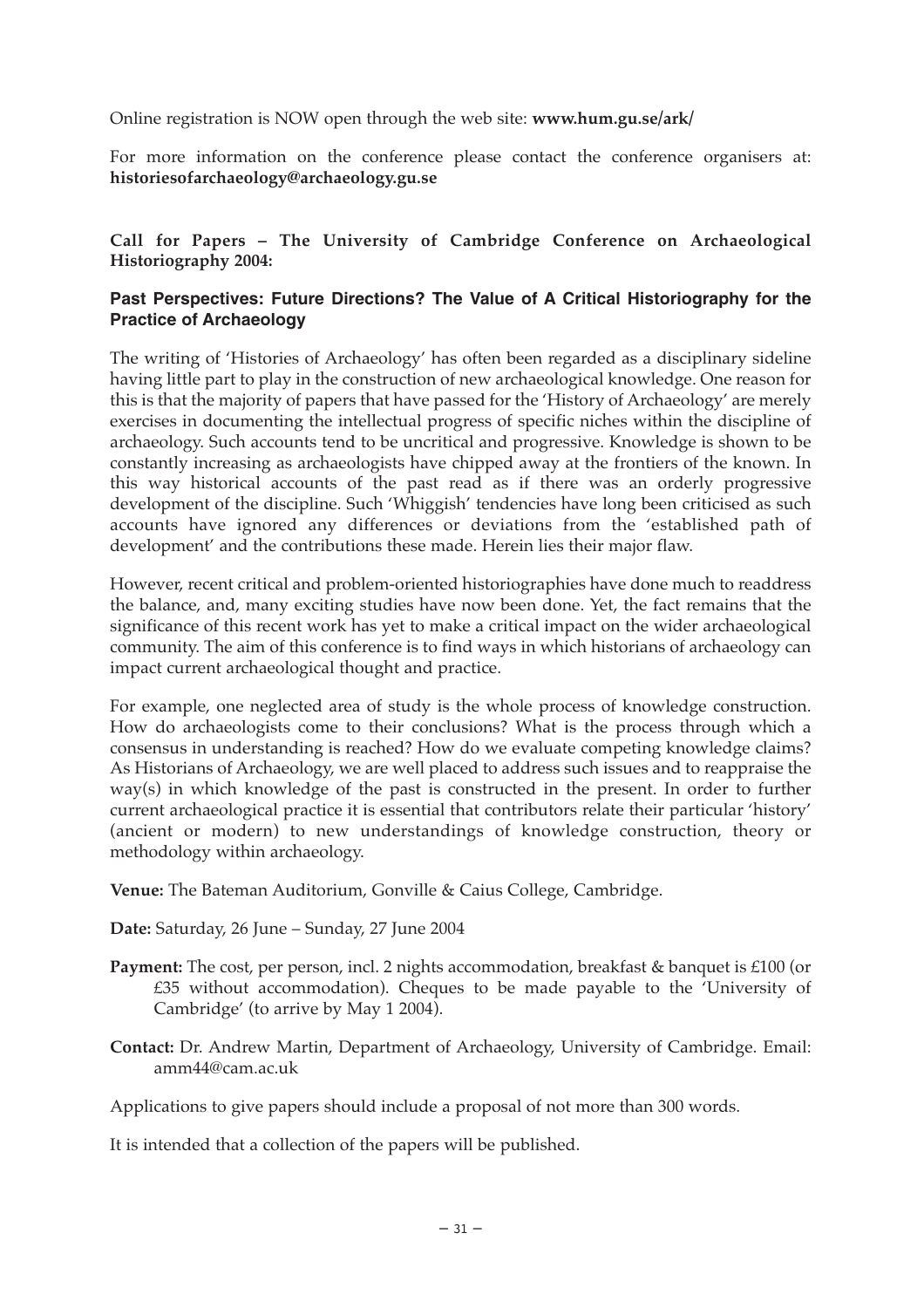Online registration is NOW open through the web site: **www.hum.gu.se/ark/**

For more information on the conference please contact the conference organisers at: **historiesofarchaeology@archaeology.gu.se**

### Call for Papers – The University of Cambridge Conference on Archaeological Historiography 2004:

### Past Perspectives: Future Directions? The Value of A Critical Historiography for the Practice of Archaeology

The writing of 'Histories of Archaeology' has often been regarded as a disciplinary sideline having little part to play in the construction of new archaeological knowledge. One reason for this is that the majority of papers that have passed for the 'History of Archaeology' are merely exercises in documenting the intellectual progress of specific niches within the discipline of archaeology. Such accounts tend to be uncritical and progressive. Knowledge is shown to be constantly increasing as archaeologists have chipped away at the frontiers of the known. In this way historical accounts of the past read as if there was an orderly progressive development of the discipline. Such 'Whiggish' tendencies have long been criticised as such accounts have ignored any differences or deviations from the 'established path of development' and the contributions these made. Herein lies their major flaw.

However, recent critical and problem-oriented historiographies have done much to readdress the balance, and, many exciting studies have now been done. Yet, the fact remains that the significance of this recent work has yet to make a critical impact on the wider archaeological community. The aim of this conference is to find ways in which historians of archaeology can impact current archaeological thought and practice.

For example, one neglected area of study is the whole process of knowledge construction. How do archaeologists come to their conclusions? What is the process through which a consensus in understanding is reached? How do we evaluate competing knowledge claims? As Historians of Archaeology, we are well placed to address such issues and to reappraise the way(s) in which knowledge of the past is constructed in the present. In order to further current archaeological practice it is essential that contributors relate their particular 'history' (ancient or modern) to new understandings of knowledge construction, theory or methodology within archaeology.

**Venue:** The Bateman Auditorium, Gonville & Caius College, Cambridge.

**Date:** Saturday, 26 June – Sunday, 27 June 2004

**Payment:** The cost, per person, incl. 2 nights accommodation, breakfast & banquet is £100 (or £35 without accommodation). Cheques to be made payable to the 'University of Cambridge' (to arrive by May 1 2004).

**Contact:** Dr. Andrew Martin, Department of Archaeology, University of Cambridge. Email: amm44@cam.ac.uk

Applications to give papers should include a proposal of not more than 300 words.

It is intended that a collection of the papers will be published.